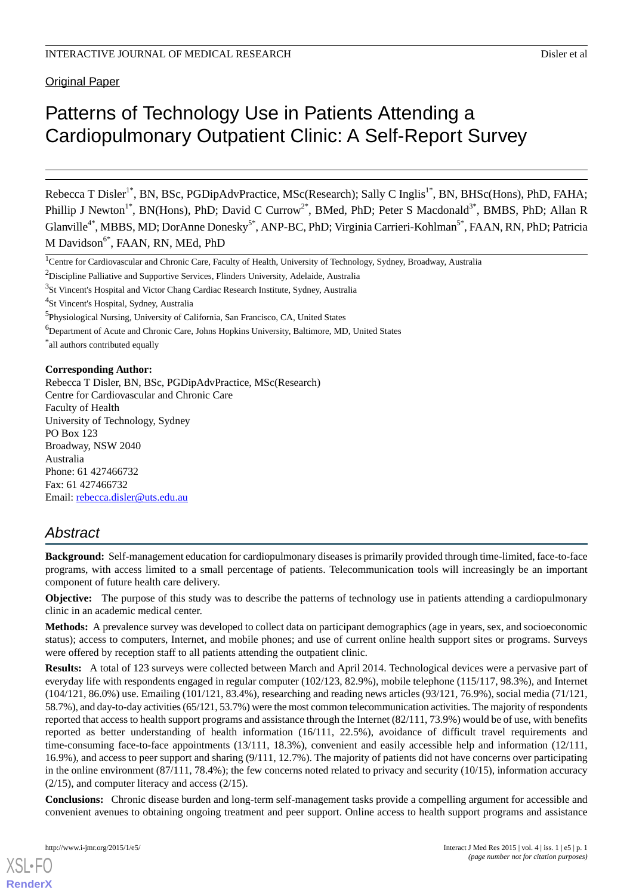Original Paper

# Patterns of Technology Use in Patients Attending a Cardiopulmonary Outpatient Clinic: A Self-Report Survey

Rebecca T Disler[1*], BN, BSc, PGDipAdvPractice, MSc(Research); Sally C Inglis[1*], BN, BHSc(Hons), PhD, FAHA; Phillip J Newton[1*], BN(Hons), PhD; David C Currow[2*], BMed, PhD; Peter S Macdonald[3*], BMBS, PhD; Allan R Glanville[4*], MBBS, MD; DorAnne Donesky[5*], ANP-BC, PhD; Virginia Carrieri-Kohlman[5*], FAAN, RN, PhD; Patricia M Davidson[6*], FAAN, RN, MEd, PhD

[1]Centre for Cardiovascular and Chronic Care, Faculty of Health, University of Technology, Sydney, Broadway, Australia

[2]Discipline Palliative and Supportive Services, Flinders University, Adelaide, Australia

[3]St Vincent's Hospital and Victor Chang Cardiac Research Institute, Sydney, Australia

[4]St Vincent's Hospital, Sydney, Australia

[5]Physiological Nursing, University of California, San Francisco, CA, United States

[6]Department of Acute and Chronic Care, Johns Hopkins University, Baltimore, MD, United States

[*]all authors contributed equally

**Corresponding Author:**
Rebecca T Disler, BN, BSc, PGDipAdvPractice, MSc(Research)
Centre for Cardiovascular and Chronic Care
Faculty of Health
University of Technology, Sydney
PO Box 123
Broadway, NSW 2040
Australia
Phone: 61 427466732
Fax: 61 427466732
Email: rebecca.disler@uts.edu.au

## Abstract

**Background:** Self-management education for cardiopulmonary diseases is primarily provided through time-limited, face-to-face programs, with access limited to a small percentage of patients. Telecommunication tools will increasingly be an important component of future health care delivery.

**Objective:** The purpose of this study was to describe the patterns of technology use in patients attending a cardiopulmonary clinic in an academic medical center.

**Methods:** A prevalence survey was developed to collect data on participant demographics (age in years, sex, and socioeconomic status); access to computers, Internet, and mobile phones; and use of current online health support sites or programs. Surveys were offered by reception staff to all patients attending the outpatient clinic.

**Results:** A total of 123 surveys were collected between March and April 2014. Technological devices were a pervasive part of everyday life with respondents engaged in regular computer (102/123, 82.9%), mobile telephone (115/117, 98.3%), and Internet (104/121, 86.0%) use. Emailing (101/121, 83.4%), researching and reading news articles (93/121, 76.9%), social media (71/121, 58.7%), and day-to-day activities (65/121, 53.7%) were the most common telecommunication activities. The majority of respondents reported that access to health support programs and assistance through the Internet (82/111, 73.9%) would be of use, with benefits reported as better understanding of health information (16/111, 22.5%), avoidance of difficult travel requirements and time-consuming face-to-face appointments (13/111, 18.3%), convenient and easily accessible help and information (12/111, 16.9%), and access to peer support and sharing (9/111, 12.7%). The majority of patients did not have concerns over participating in the online environment (87/111, 78.4%); the few concerns noted related to privacy and security (10/15), information accuracy (2/15), and computer literacy and access (2/15).

**Conclusions:** Chronic disease burden and long-term self-management tasks provide a compelling argument for accessible and convenient avenues to obtaining ongoing treatment and peer support. Online access to health support programs and assistance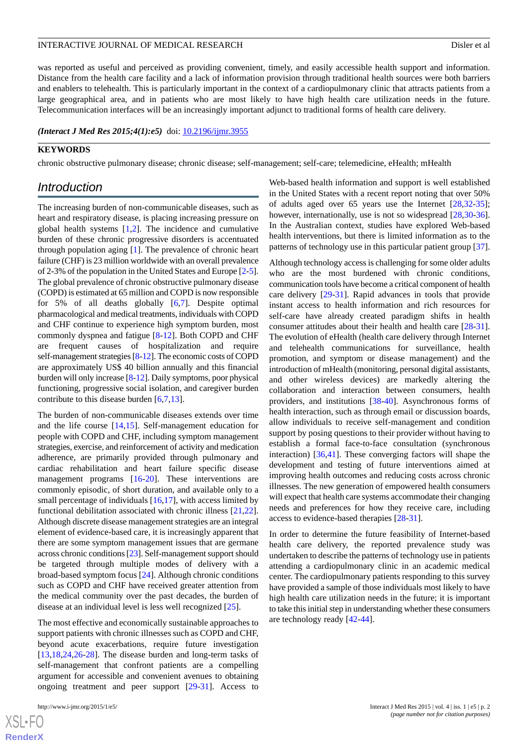was reported as useful and perceived as providing convenient, timely, and easily accessible health support and information. Distance from the health care facility and a lack of information provision through traditional health sources were both barriers and enablers to telehealth. This is particularly important in the context of a cardiopulmonary clinic that attracts patients from a large geographical area, and in patients who are most likely to have high health care utilization needs in the future. Telecommunication interfaces will be an increasingly important adjunct to traditional forms of health care delivery.

***(Interact J Med Res 2015;4(1):e5)*** doi: 10.2196/ijmr.3955

**KEYWORDS**

chronic obstructive pulmonary disease; chronic disease; self-management; self-care; telemedicine, eHealth; mHealth

## Introduction

The increasing burden of non-communicable diseases, such as heart and respiratory disease, is placing increasing pressure on global health systems [1,2]. The incidence and cumulative burden of these chronic progressive disorders is accentuated through population aging [1]. The prevalence of chronic heart failure (CHF) is 23 million worldwide with an overall prevalence of 2-3% of the population in the United States and Europe [2-5]. The global prevalence of chronic obstructive pulmonary disease (COPD) is estimated at 65 million and COPD is now responsible for 5% of all deaths globally [6,7]. Despite optimal pharmacological and medical treatments, individuals with COPD and CHF continue to experience high symptom burden, most commonly dyspnea and fatigue [8-12]. Both COPD and CHF are frequent causes of hospitalization and require self-management strategies [8-12]. The economic costs of COPD are approximately US$ 40 billion annually and this financial burden will only increase [8-12]. Daily symptoms, poor physical functioning, progressive social isolation, and caregiver burden contribute to this disease burden [6,7,13].

The burden of non-communicable diseases extends over time and the life course [14,15]. Self-management education for people with COPD and CHF, including symptom management strategies, exercise, and reinforcement of activity and medication adherence, are primarily provided through pulmonary and cardiac rehabilitation and heart failure specific disease management programs [16-20]. These interventions are commonly episodic, of short duration, and available only to a small percentage of individuals [16,17], with access limited by functional debilitation associated with chronic illness [21,22]. Although discrete disease management strategies are an integral element of evidence-based care, it is increasingly apparent that there are some symptom management issues that are germane across chronic conditions [23]. Self-management support should be targeted through multiple modes of delivery with a broad-based symptom focus [24]. Although chronic conditions such as COPD and CHF have received greater attention from the medical community over the past decades, the burden of disease at an individual level is less well recognized [25].

The most effective and economically sustainable approaches to support patients with chronic illnesses such as COPD and CHF, beyond acute exacerbations, require future investigation [13,18,24,26-28]. The disease burden and long-term tasks of self-management that confront patients are a compelling argument for accessible and convenient avenues to obtaining ongoing treatment and peer support [29-31]. Access to Web-based health information and support is well established in the United States with a recent report noting that over 50% of adults aged over 65 years use the Internet [28,32-35]; however, internationally, use is not so widespread [28,30-36]. In the Australian context, studies have explored Web-based health interventions, but there is limited information as to the patterns of technology use in this particular patient group [37].

Although technology access is challenging for some older adults who are the most burdened with chronic conditions, communication tools have become a critical component of health care delivery [29-31]. Rapid advances in tools that provide instant access to health information and rich resources for self-care have already created paradigm shifts in health consumer attitudes about their health and health care [28-31]. The evolution of eHealth (health care delivery through Internet and telehealth communications for surveillance, health promotion, and symptom or disease management) and the introduction of mHealth (monitoring, personal digital assistants, and other wireless devices) are markedly altering the collaboration and interaction between consumers, health providers, and institutions [38-40]. Asynchronous forms of health interaction, such as through email or discussion boards, allow individuals to receive self-management and condition support by posing questions to their provider without having to establish a formal face-to-face consultation (synchronous interaction) [36,41]. These converging factors will shape the development and testing of future interventions aimed at improving health outcomes and reducing costs across chronic illnesses. The new generation of empowered health consumers will expect that health care systems accommodate their changing needs and preferences for how they receive care, including access to evidence-based therapies [28-31].

In order to determine the future feasibility of Internet-based health care delivery, the reported prevalence study was undertaken to describe the patterns of technology use in patients attending a cardiopulmonary clinic in an academic medical center. The cardiopulmonary patients responding to this survey have provided a sample of those individuals most likely to have high health care utilization needs in the future; it is important to take this initial step in understanding whether these consumers are technology ready [42-44].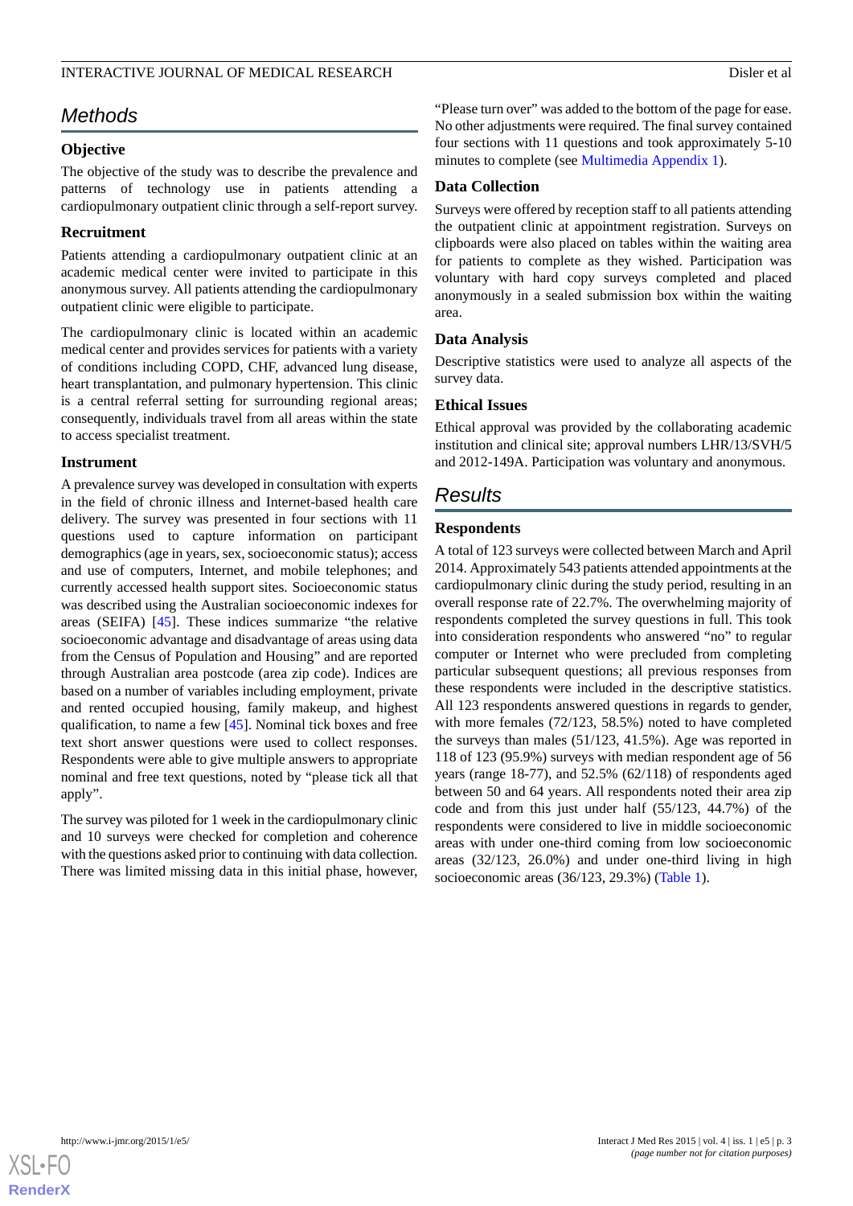## Methods

### Objective

The objective of the study was to describe the prevalence and patterns of technology use in patients attending a cardiopulmonary outpatient clinic through a self-report survey.

### Recruitment

Patients attending a cardiopulmonary outpatient clinic at an academic medical center were invited to participate in this anonymous survey. All patients attending the cardiopulmonary outpatient clinic were eligible to participate.

The cardiopulmonary clinic is located within an academic medical center and provides services for patients with a variety of conditions including COPD, CHF, advanced lung disease, heart transplantation, and pulmonary hypertension. This clinic is a central referral setting for surrounding regional areas; consequently, individuals travel from all areas within the state to access specialist treatment.

### Instrument

A prevalence survey was developed in consultation with experts in the field of chronic illness and Internet-based health care delivery. The survey was presented in four sections with 11 questions used to capture information on participant demographics (age in years, sex, socioeconomic status); access and use of computers, Internet, and mobile telephones; and currently accessed health support sites. Socioeconomic status was described using the Australian socioeconomic indexes for areas (SEIFA) [45]. These indices summarize "the relative socioeconomic advantage and disadvantage of areas using data from the Census of Population and Housing" and are reported through Australian area postcode (area zip code). Indices are based on a number of variables including employment, private and rented occupied housing, family makeup, and highest qualification, to name a few [45]. Nominal tick boxes and free text short answer questions were used to collect responses. Respondents were able to give multiple answers to appropriate nominal and free text questions, noted by "please tick all that apply".

The survey was piloted for 1 week in the cardiopulmonary clinic and 10 surveys were checked for completion and coherence with the questions asked prior to continuing with data collection. There was limited missing data in this initial phase, however, "Please turn over" was added to the bottom of the page for ease. No other adjustments were required. The final survey contained four sections with 11 questions and took approximately 5-10 minutes to complete (see Multimedia Appendix 1).

### Data Collection

Surveys were offered by reception staff to all patients attending the outpatient clinic at appointment registration. Surveys on clipboards were also placed on tables within the waiting area for patients to complete as they wished. Participation was voluntary with hard copy surveys completed and placed anonymously in a sealed submission box within the waiting area.

### Data Analysis

Descriptive statistics were used to analyze all aspects of the survey data.

### Ethical Issues

Ethical approval was provided by the collaborating academic institution and clinical site; approval numbers LHR/13/SVH/5 and 2012-149A. Participation was voluntary and anonymous.

## Results

### Respondents

A total of 123 surveys were collected between March and April 2014. Approximately 543 patients attended appointments at the cardiopulmonary clinic during the study period, resulting in an overall response rate of 22.7%. The overwhelming majority of respondents completed the survey questions in full. This took into consideration respondents who answered "no" to regular computer or Internet who were precluded from completing particular subsequent questions; all previous responses from these respondents were included in the descriptive statistics. All 123 respondents answered questions in regards to gender, with more females (72/123, 58.5%) noted to have completed the surveys than males (51/123, 41.5%). Age was reported in 118 of 123 (95.9%) surveys with median respondent age of 56 years (range 18-77), and 52.5% (62/118) of respondents aged between 50 and 64 years. All respondents noted their area zip code and from this just under half (55/123, 44.7%) of the respondents were considered to live in middle socioeconomic areas with under one-third coming from low socioeconomic areas (32/123, 26.0%) and under one-third living in high socioeconomic areas (36/123, 29.3%) (Table 1).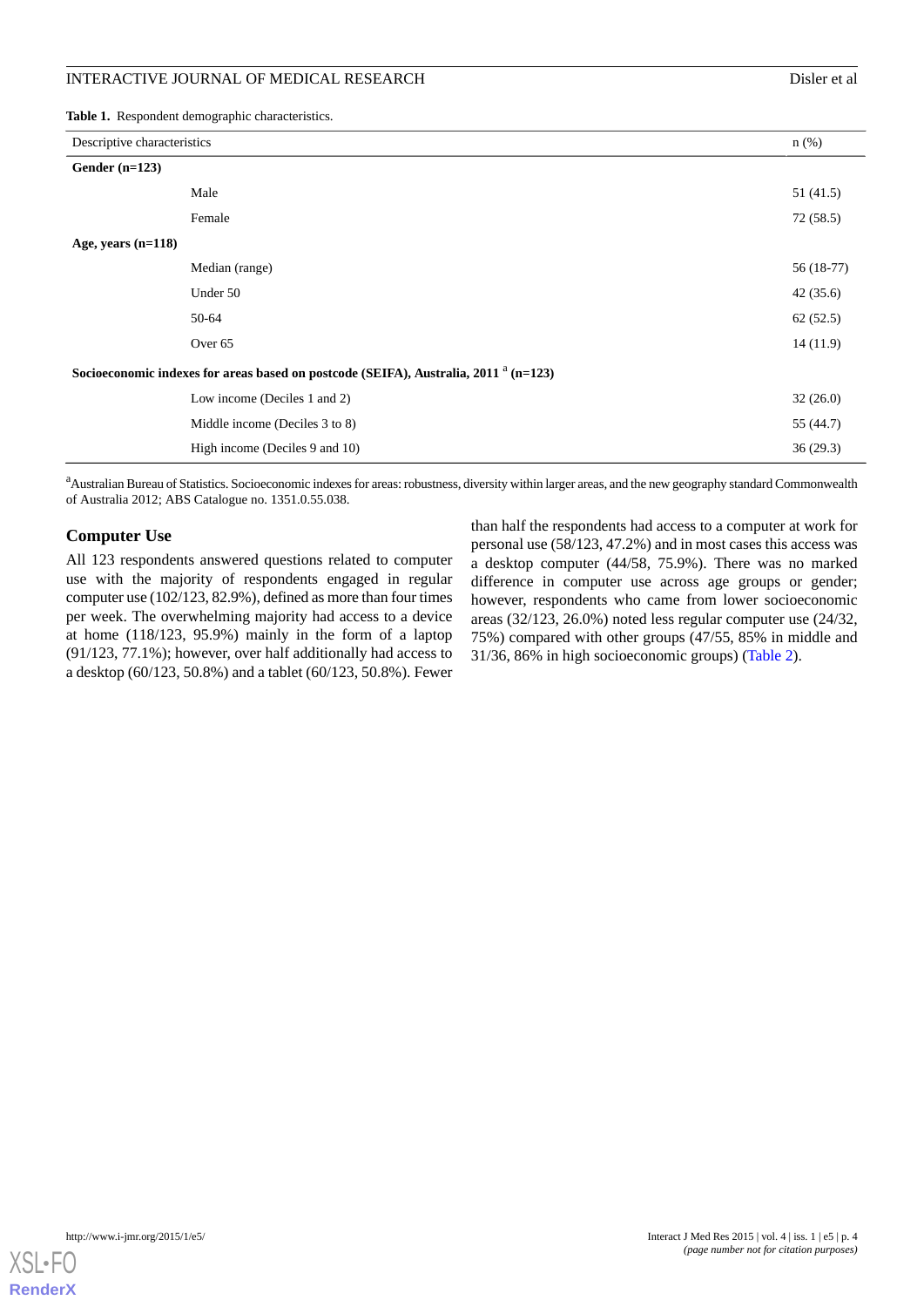**Table 1.** Respondent demographic characteristics.

| Descriptive characteristics | | n (%) |
|---|---|---|
| **Gender (n=123)** | | |
| | Male | 51 (41.5) |
| | Female | 72 (58.5) |
| **Age, years (n=118)** | | |
| | Median (range) | 56 (18-77) |
| | Under 50 | 42 (35.6) |
| | 50-64 | 62 (52.5) |
| | Over 65 | 14 (11.9) |
| **Socioeconomic indexes for areas based on postcode (SEIFA), Australia, 2011 [a] (n=123)** | | |
| | Low income (Deciles 1 and 2) | 32 (26.0) |
| | Middle income (Deciles 3 to 8) | 55 (44.7) |
| | High income (Deciles 9 and 10) | 36 (29.3) |

[a]Australian Bureau of Statistics. Socioeconomic indexes for areas: robustness, diversity within larger areas, and the new geography standard Commonwealth of Australia 2012; ABS Catalogue no. 1351.0.55.038.

## Computer Use

All 123 respondents answered questions related to computer use with the majority of respondents engaged in regular computer use (102/123, 82.9%), defined as more than four times per week. The overwhelming majority had access to a device at home (118/123, 95.9%) mainly in the form of a laptop (91/123, 77.1%); however, over half additionally had access to a desktop (60/123, 50.8%) and a tablet (60/123, 50.8%). Fewer than half the respondents had access to a computer at work for personal use (58/123, 47.2%) and in most cases this access was a desktop computer (44/58, 75.9%). There was no marked difference in computer use across age groups or gender; however, respondents who came from lower socioeconomic areas (32/123, 26.0%) noted less regular computer use (24/32, 75%) compared with other groups (47/55, 85% in middle and 31/36, 86% in high socioeconomic groups) (Table 2).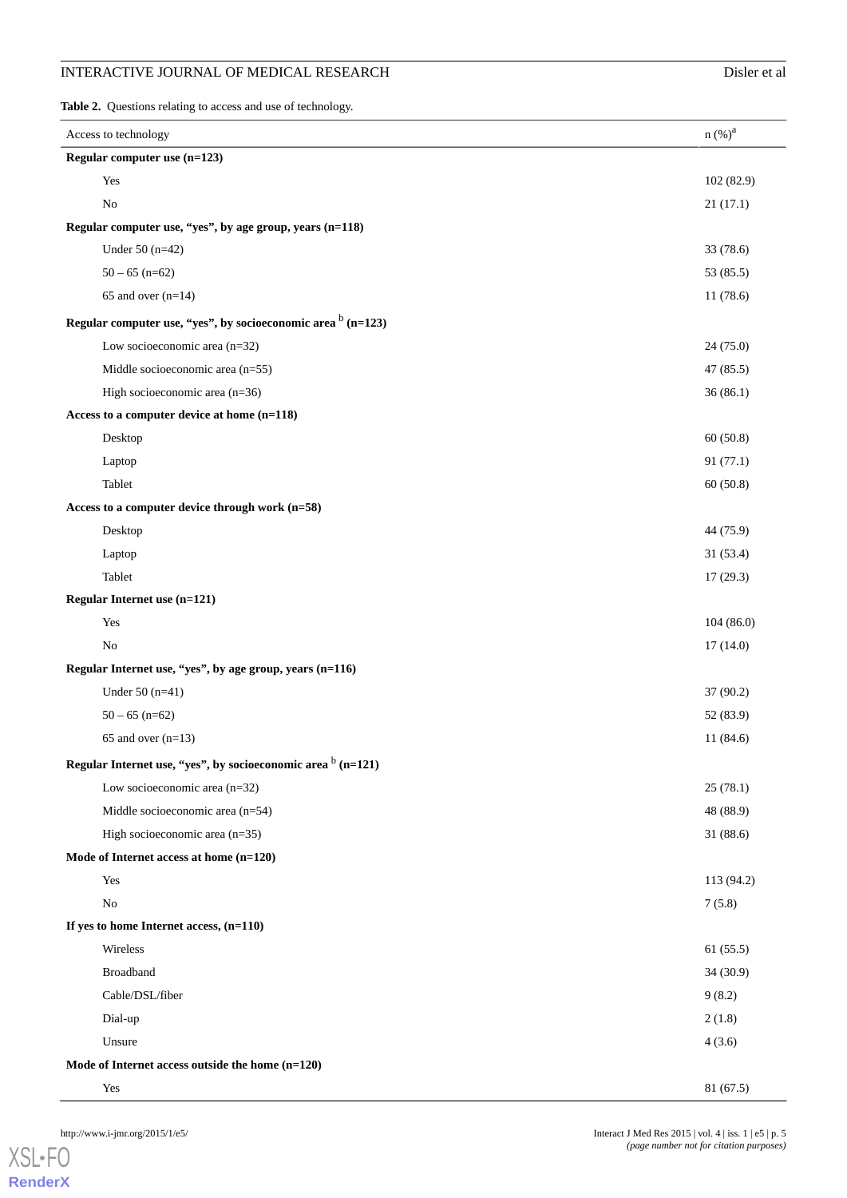**Table 2.** Questions relating to access and use of technology.

| Access to technology | n (%)[a] |
|---|---|
| **Regular computer use (n=123)** | |
| Yes | 102 (82.9) |
| No | 21 (17.1) |
| **Regular computer use, "yes", by age group, years (n=118)** | |
| Under 50 (n=42) | 33 (78.6) |
| 50 – 65 (n=62) | 53 (85.5) |
| 65 and over (n=14) | 11 (78.6) |
| **Regular computer use, "yes", by socioeconomic area [b] (n=123)** | |
| Low socioeconomic area (n=32) | 24 (75.0) |
| Middle socioeconomic area (n=55) | 47 (85.5) |
| High socioeconomic area (n=36) | 36 (86.1) |
| **Access to a computer device at home (n=118)** | |
| Desktop | 60 (50.8) |
| Laptop | 91 (77.1) |
| Tablet | 60 (50.8) |
| **Access to a computer device through work (n=58)** | |
| Desktop | 44 (75.9) |
| Laptop | 31 (53.4) |
| Tablet | 17 (29.3) |
| **Regular Internet use (n=121)** | |
| Yes | 104 (86.0) |
| No | 17 (14.0) |
| **Regular Internet use, "yes", by age group, years (n=116)** | |
| Under 50 (n=41) | 37 (90.2) |
| 50 – 65 (n=62) | 52 (83.9) |
| 65 and over (n=13) | 11 (84.6) |
| **Regular Internet use, "yes", by socioeconomic area [b] (n=121)** | |
| Low socioeconomic area (n=32) | 25 (78.1) |
| Middle socioeconomic area (n=54) | 48 (88.9) |
| High socioeconomic area (n=35) | 31 (88.6) |
| **Mode of Internet access at home (n=120)** | |
| Yes | 113 (94.2) |
| No | 7 (5.8) |
| **If yes to home Internet access, (n=110)** | |
| Wireless | 61 (55.5) |
| Broadband | 34 (30.9) |
| Cable/DSL/fiber | 9 (8.2) |
| Dial-up | 2 (1.8) |
| Unsure | 4 (3.6) |
| **Mode of Internet access outside the home (n=120)** | |
| Yes | 81 (67.5) |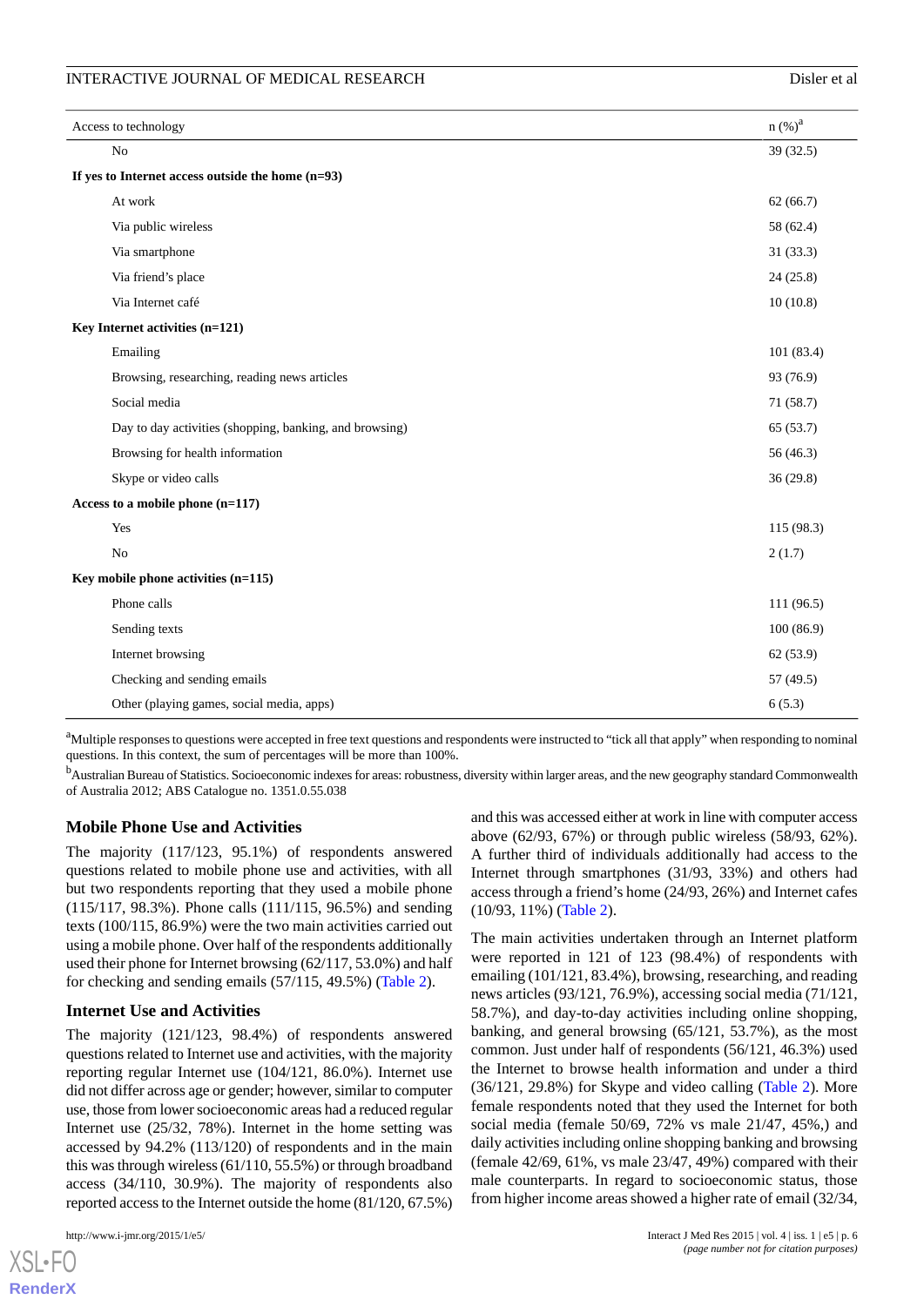| Access to technology | n (%)[a] |
|---|---|
| No | 39 (32.5) |
| **If yes to Internet access outside the home (n=93)** | |
| At work | 62 (66.7) |
| Via public wireless | 58 (62.4) |
| Via smartphone | 31 (33.3) |
| Via friend's place | 24 (25.8) |
| Via Internet café | 10 (10.8) |
| **Key Internet activities (n=121)** | |
| Emailing | 101 (83.4) |
| Browsing, researching, reading news articles | 93 (76.9) |
| Social media | 71 (58.7) |
| Day to day activities (shopping, banking, and browsing) | 65 (53.7) |
| Browsing for health information | 56 (46.3) |
| Skype or video calls | 36 (29.8) |
| **Access to a mobile phone (n=117)** | |
| Yes | 115 (98.3) |
| No | 2 (1.7) |
| **Key mobile phone activities (n=115)** | |
| Phone calls | 111 (96.5) |
| Sending texts | 100 (86.9) |
| Internet browsing | 62 (53.9) |
| Checking and sending emails | 57 (49.5) |
| Other (playing games, social media, apps) | 6 (5.3) |

[a]Multiple responses to questions were accepted in free text questions and respondents were instructed to "tick all that apply" when responding to nominal questions. In this context, the sum of percentages will be more than 100%.

[b]Australian Bureau of Statistics. Socioeconomic indexes for areas: robustness, diversity within larger areas, and the new geography standard Commonwealth of Australia 2012; ABS Catalogue no. 1351.0.55.038

### Mobile Phone Use and Activities

The majority (117/123, 95.1%) of respondents answered questions related to mobile phone use and activities, with all but two respondents reporting that they used a mobile phone (115/117, 98.3%). Phone calls (111/115, 96.5%) and sending texts (100/115, 86.9%) were the two main activities carried out using a mobile phone. Over half of the respondents additionally used their phone for Internet browsing (62/117, 53.0%) and half for checking and sending emails (57/115, 49.5%) (Table 2).

### Internet Use and Activities

The majority (121/123, 98.4%) of respondents answered questions related to Internet use and activities, with the majority reporting regular Internet use (104/121, 86.0%). Internet use did not differ across age or gender; however, similar to computer use, those from lower socioeconomic areas had a reduced regular Internet use (25/32, 78%). Internet in the home setting was accessed by 94.2% (113/120) of respondents and in the main this was through wireless (61/110, 55.5%) or through broadband access (34/110, 30.9%). The majority of respondents also reported access to the Internet outside the home (81/120, 67.5%) and this was accessed either at work in line with computer access above (62/93, 67%) or through public wireless (58/93, 62%). A further third of individuals additionally had access to the Internet through smartphones (31/93, 33%) and others had access through a friend's home (24/93, 26%) and Internet cafes (10/93, 11%) (Table 2).

The main activities undertaken through an Internet platform were reported in 121 of 123 (98.4%) of respondents with emailing (101/121, 83.4%), browsing, researching, and reading news articles (93/121, 76.9%), accessing social media (71/121, 58.7%), and day-to-day activities including online shopping, banking, and general browsing (65/121, 53.7%), as the most common. Just under half of respondents (56/121, 46.3%) used the Internet to browse health information and under a third (36/121, 29.8%) for Skype and video calling (Table 2). More female respondents noted that they used the Internet for both social media (female 50/69, 72% vs male 21/47, 45%,) and daily activities including online shopping banking and browsing (female 42/69, 61%, vs male 23/47, 49%) compared with their male counterparts. In regard to socioeconomic status, those from higher income areas showed a higher rate of email (32/34,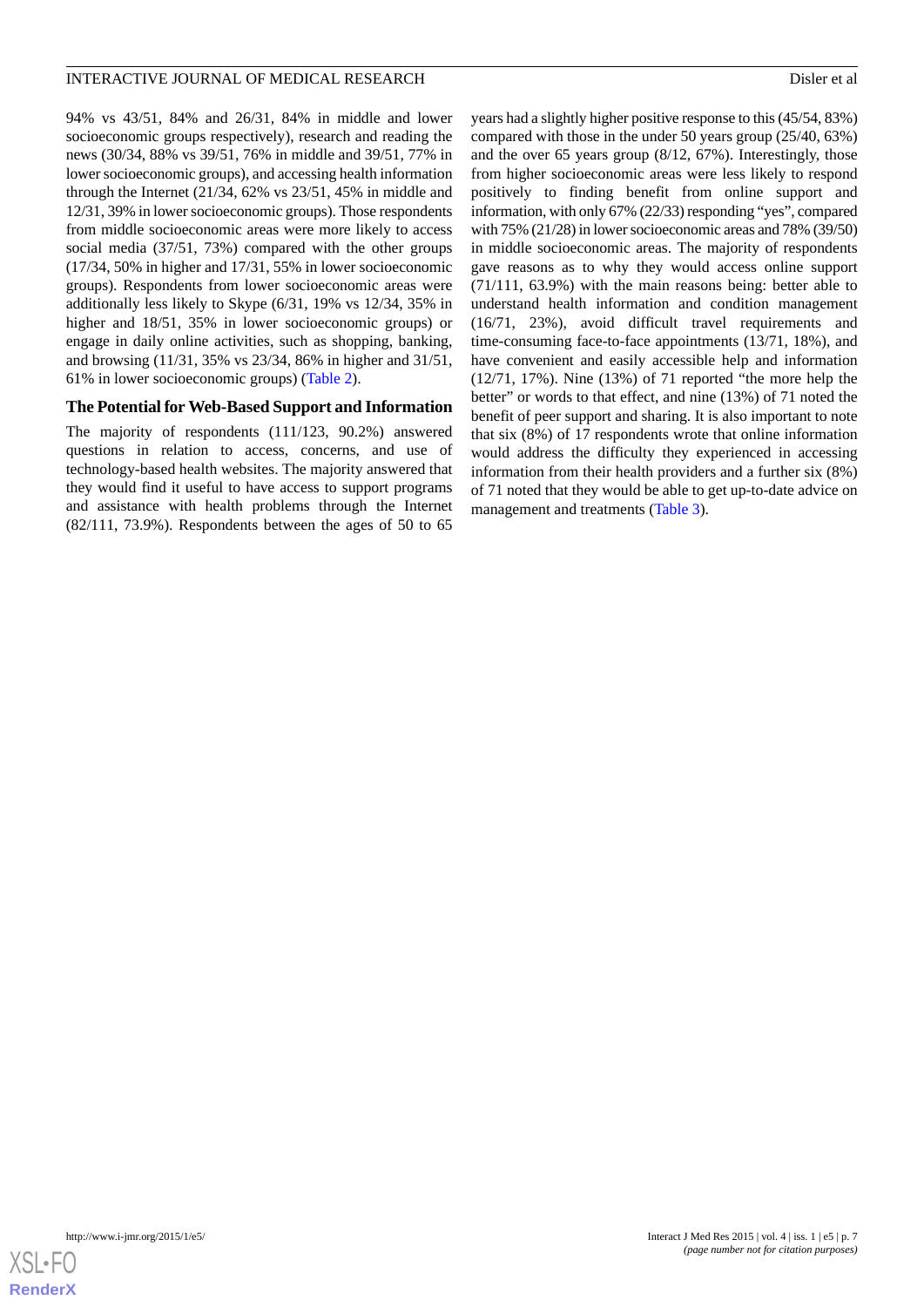94% vs 43/51, 84% and 26/31, 84% in middle and lower socioeconomic groups respectively), research and reading the news (30/34, 88% vs 39/51, 76% in middle and 39/51, 77% in lower socioeconomic groups), and accessing health information through the Internet (21/34, 62% vs 23/51, 45% in middle and 12/31, 39% in lower socioeconomic groups). Those respondents from middle socioeconomic areas were more likely to access social media (37/51, 73%) compared with the other groups (17/34, 50% in higher and 17/31, 55% in lower socioeconomic groups). Respondents from lower socioeconomic areas were additionally less likely to Skype (6/31, 19% vs 12/34, 35% in higher and 18/51, 35% in lower socioeconomic groups) or engage in daily online activities, such as shopping, banking, and browsing (11/31, 35% vs 23/34, 86% in higher and 31/51, 61% in lower socioeconomic groups) (Table 2).

### The Potential for Web-Based Support and Information

The majority of respondents (111/123, 90.2%) answered questions in relation to access, concerns, and use of technology-based health websites. The majority answered that they would find it useful to have access to support programs and assistance with health problems through the Internet (82/111, 73.9%). Respondents between the ages of 50 to 65 years had a slightly higher positive response to this (45/54, 83%) compared with those in the under 50 years group (25/40, 63%) and the over 65 years group (8/12, 67%). Interestingly, those from higher socioeconomic areas were less likely to respond positively to finding benefit from online support and information, with only 67% (22/33) responding "yes", compared with 75% (21/28) in lower socioeconomic areas and 78% (39/50) in middle socioeconomic areas. The majority of respondents gave reasons as to why they would access online support (71/111, 63.9%) with the main reasons being: better able to understand health information and condition management (16/71, 23%), avoid difficult travel requirements and time-consuming face-to-face appointments (13/71, 18%), and have convenient and easily accessible help and information (12/71, 17%). Nine (13%) of 71 reported "the more help the better" or words to that effect, and nine (13%) of 71 noted the benefit of peer support and sharing. It is also important to note that six (8%) of 17 respondents wrote that online information would address the difficulty they experienced in accessing information from their health providers and a further six (8%) of 71 noted that they would be able to get up-to-date advice on management and treatments (Table 3).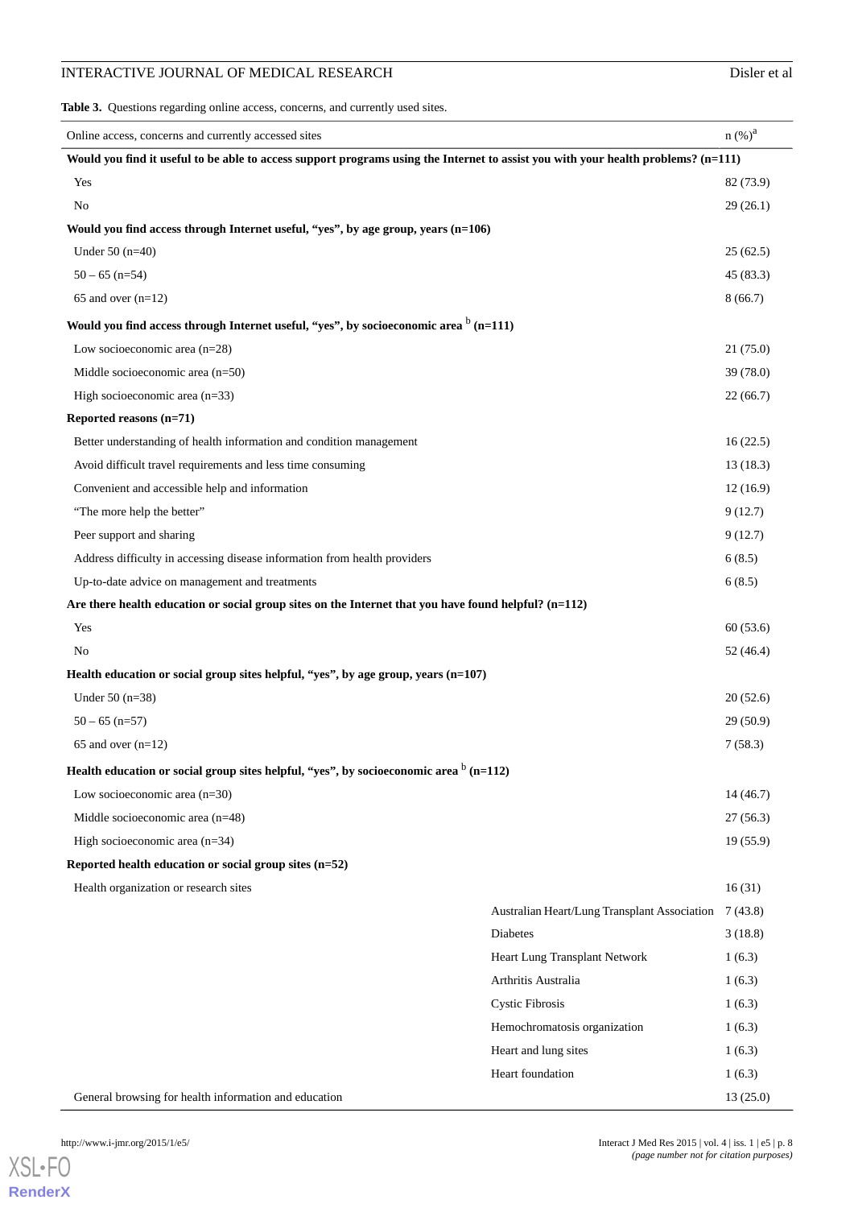**Table 3.** Questions regarding online access, concerns, and currently used sites.

| Online access, concerns and currently accessed sites | | n (%)[a] |
|---|---|---|
| **Would you find it useful to be able to access support programs using the Internet to assist you with your health problems? (n=111)** | | |
| Yes | | 82 (73.9) |
| No | | 29 (26.1) |
| **Would you find access through Internet useful, "yes", by age group, years (n=106)** | | |
| Under 50 (n=40) | | 25 (62.5) |
| 50 – 65 (n=54) | | 45 (83.3) |
| 65 and over (n=12) | | 8 (66.7) |
| **Would you find access through Internet useful, "yes", by socioeconomic area [b] (n=111)** | | |
| Low socioeconomic area (n=28) | | 21 (75.0) |
| Middle socioeconomic area (n=50) | | 39 (78.0) |
| High socioeconomic area (n=33) | | 22 (66.7) |
| **Reported reasons (n=71)** | | |
| Better understanding of health information and condition management | | 16 (22.5) |
| Avoid difficult travel requirements and less time consuming | | 13 (18.3) |
| Convenient and accessible help and information | | 12 (16.9) |
| "The more help the better" | | 9 (12.7) |
| Peer support and sharing | | 9 (12.7) |
| Address difficulty in accessing disease information from health providers | | 6 (8.5) |
| Up-to-date advice on management and treatments | | 6 (8.5) |
| **Are there health education or social group sites on the Internet that you have found helpful? (n=112)** | | |
| Yes | | 60 (53.6) |
| No | | 52 (46.4) |
| **Health education or social group sites helpful, "yes", by age group, years (n=107)** | | |
| Under 50 (n=38) | | 20 (52.6) |
| 50 – 65 (n=57) | | 29 (50.9) |
| 65 and over (n=12) | | 7 (58.3) |
| **Health education or social group sites helpful, "yes", by socioeconomic area [b] (n=112)** | | |
| Low socioeconomic area (n=30) | | 14 (46.7) |
| Middle socioeconomic area (n=48) | | 27 (56.3) |
| High socioeconomic area (n=34) | | 19 (55.9) |
| **Reported health education or social group sites (n=52)** | | |
| Health organization or research sites | | 16 (31) |
| | Australian Heart/Lung Transplant Association | 7 (43.8) |
| | Diabetes | 3 (18.8) |
| | Heart Lung Transplant Network | 1 (6.3) |
| | Arthritis Australia | 1 (6.3) |
| | Cystic Fibrosis | 1 (6.3) |
| | Hemochromatosis organization | 1 (6.3) |
| | Heart and lung sites | 1 (6.3) |
| | Heart foundation | 1 (6.3) |
| General browsing for health information and education | | 13 (25.0) |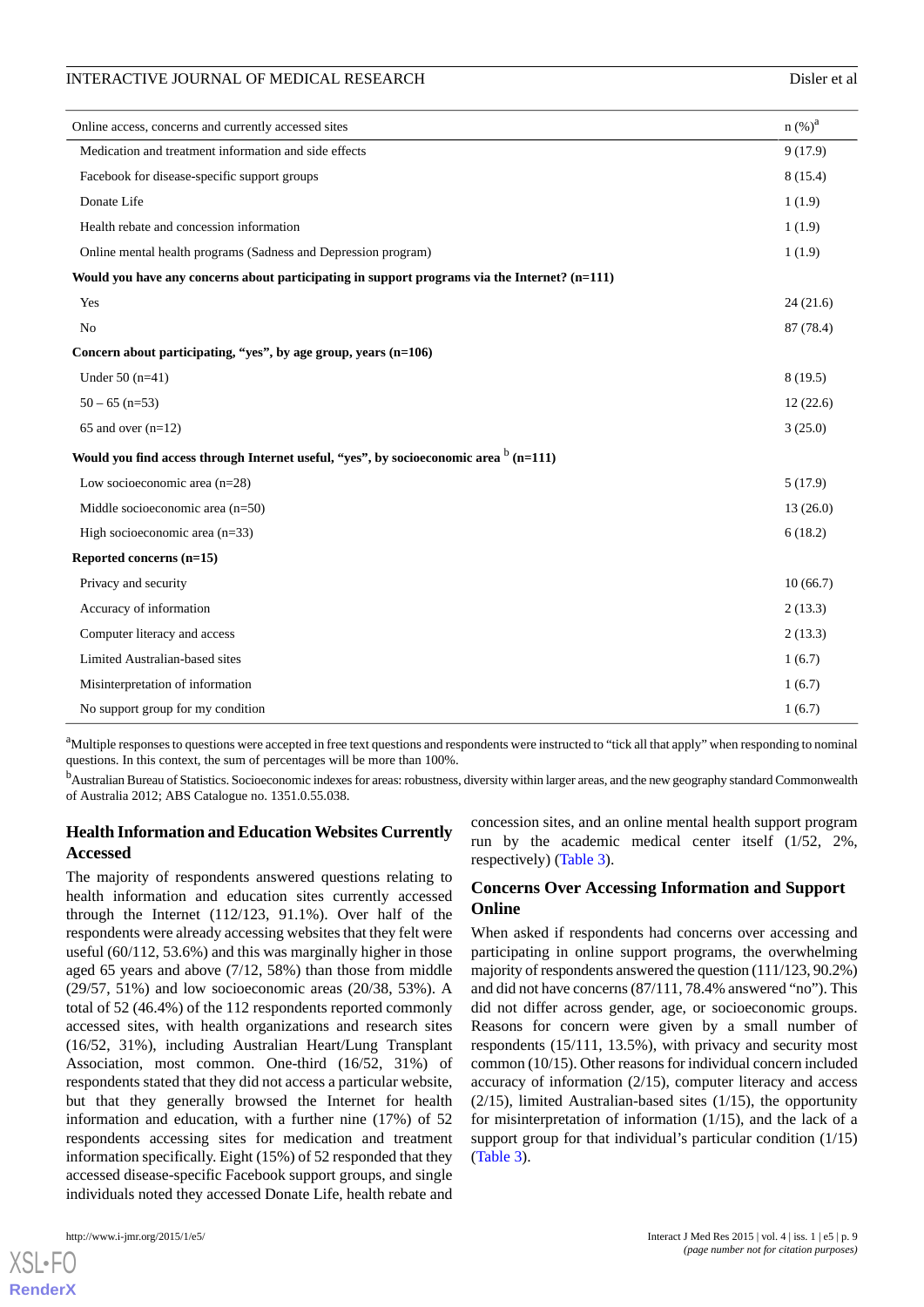| Online access, concerns and currently accessed sites | n (%)[a] |
|---|---|
| Medication and treatment information and side effects | 9 (17.9) |
| Facebook for disease-specific support groups | 8 (15.4) |
| Donate Life | 1 (1.9) |
| Health rebate and concession information | 1 (1.9) |
| Online mental health programs (Sadness and Depression program) | 1 (1.9) |
| **Would you have any concerns about participating in support programs via the Internet? (n=111)** | |
| Yes | 24 (21.6) |
| No | 87 (78.4) |
| **Concern about participating, "yes", by age group, years (n=106)** | |
| Under 50 (n=41) | 8 (19.5) |
| 50 – 65 (n=53) | 12 (22.6) |
| 65 and over (n=12) | 3 (25.0) |
| **Would you find access through Internet useful, "yes", by socioeconomic area [b] (n=111)** | |
| Low socioeconomic area (n=28) | 5 (17.9) |
| Middle socioeconomic area (n=50) | 13 (26.0) |
| High socioeconomic area (n=33) | 6 (18.2) |
| **Reported concerns (n=15)** | |
| Privacy and security | 10 (66.7) |
| Accuracy of information | 2 (13.3) |
| Computer literacy and access | 2 (13.3) |
| Limited Australian-based sites | 1 (6.7) |
| Misinterpretation of information | 1 (6.7) |
| No support group for my condition | 1 (6.7) |

[a]Multiple responses to questions were accepted in free text questions and respondents were instructed to "tick all that apply" when responding to nominal questions. In this context, the sum of percentages will be more than 100%.

[b]Australian Bureau of Statistics. Socioeconomic indexes for areas: robustness, diversity within larger areas, and the new geography standard Commonwealth of Australia 2012; ABS Catalogue no. 1351.0.55.038.

### Health Information and Education Websites Currently Accessed

The majority of respondents answered questions relating to health information and education sites currently accessed through the Internet (112/123, 91.1%). Over half of the respondents were already accessing websites that they felt were useful (60/112, 53.6%) and this was marginally higher in those aged 65 years and above (7/12, 58%) than those from middle (29/57, 51%) and low socioeconomic areas (20/38, 53%). A total of 52 (46.4%) of the 112 respondents reported commonly accessed sites, with health organizations and research sites (16/52, 31%), including Australian Heart/Lung Transplant Association, most common. One-third (16/52, 31%) of respondents stated that they did not access a particular website, but that they generally browsed the Internet for health information and education, with a further nine (17%) of 52 respondents accessing sites for medication and treatment information specifically. Eight (15%) of 52 responded that they accessed disease-specific Facebook support groups, and single individuals noted they accessed Donate Life, health rebate and concession sites, and an online mental health support program run by the academic medical center itself (1/52, 2%, respectively) (Table 3).

### Concerns Over Accessing Information and Support Online

When asked if respondents had concerns over accessing and participating in online support programs, the overwhelming majority of respondents answered the question (111/123, 90.2%) and did not have concerns (87/111, 78.4% answered "no"). This did not differ across gender, age, or socioeconomic groups. Reasons for concern were given by a small number of respondents (15/111, 13.5%), with privacy and security most common (10/15). Other reasons for individual concern included accuracy of information (2/15), computer literacy and access (2/15), limited Australian-based sites (1/15), the opportunity for misinterpretation of information (1/15), and the lack of a support group for that individual's particular condition (1/15) (Table 3).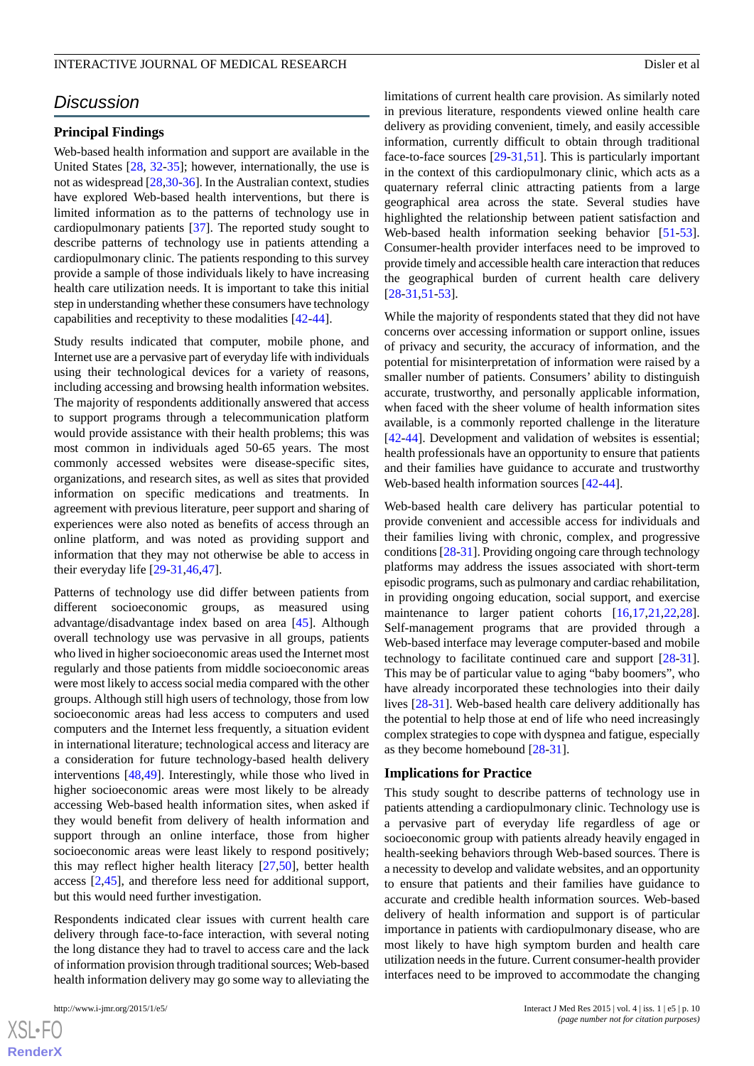## Discussion

### Principal Findings

Web-based health information and support are available in the United States [28, 32-35]; however, internationally, the use is not as widespread [28,30-36]. In the Australian context, studies have explored Web-based health interventions, but there is limited information as to the patterns of technology use in cardiopulmonary patients [37]. The reported study sought to describe patterns of technology use in patients attending a cardiopulmonary clinic. The patients responding to this survey provide a sample of those individuals likely to have increasing health care utilization needs. It is important to take this initial step in understanding whether these consumers have technology capabilities and receptivity to these modalities [42-44].

Study results indicated that computer, mobile phone, and Internet use are a pervasive part of everyday life with individuals using their technological devices for a variety of reasons, including accessing and browsing health information websites. The majority of respondents additionally answered that access to support programs through a telecommunication platform would provide assistance with their health problems; this was most common in individuals aged 50-65 years. The most commonly accessed websites were disease-specific sites, organizations, and research sites, as well as sites that provided information on specific medications and treatments. In agreement with previous literature, peer support and sharing of experiences were also noted as benefits of access through an online platform, and was noted as providing support and information that they may not otherwise be able to access in their everyday life [29-31,46,47].

Patterns of technology use did differ between patients from different socioeconomic groups, as measured using advantage/disadvantage index based on area [45]. Although overall technology use was pervasive in all groups, patients who lived in higher socioeconomic areas used the Internet most regularly and those patients from middle socioeconomic areas were most likely to access social media compared with the other groups. Although still high users of technology, those from low socioeconomic areas had less access to computers and used computers and the Internet less frequently, a situation evident in international literature; technological access and literacy are a consideration for future technology-based health delivery interventions [48,49]. Interestingly, while those who lived in higher socioeconomic areas were most likely to be already accessing Web-based health information sites, when asked if they would benefit from delivery of health information and support through an online interface, those from higher socioeconomic areas were least likely to respond positively; this may reflect higher health literacy [27,50], better health access [2,45], and therefore less need for additional support, but this would need further investigation.

Respondents indicated clear issues with current health care delivery through face-to-face interaction, with several noting the long distance they had to travel to access care and the lack of information provision through traditional sources; Web-based health information delivery may go some way to alleviating the limitations of current health care provision. As similarly noted in previous literature, respondents viewed online health care delivery as providing convenient, timely, and easily accessible information, currently difficult to obtain through traditional face-to-face sources [29-31,51]. This is particularly important in the context of this cardiopulmonary clinic, which acts as a quaternary referral clinic attracting patients from a large geographical area across the state. Several studies have highlighted the relationship between patient satisfaction and Web-based health information seeking behavior [51-53]. Consumer-health provider interfaces need to be improved to provide timely and accessible health care interaction that reduces the geographical burden of current health care delivery [28-31,51-53].

While the majority of respondents stated that they did not have concerns over accessing information or support online, issues of privacy and security, the accuracy of information, and the potential for misinterpretation of information were raised by a smaller number of patients. Consumers' ability to distinguish accurate, trustworthy, and personally applicable information, when faced with the sheer volume of health information sites available, is a commonly reported challenge in the literature [42-44]. Development and validation of websites is essential; health professionals have an opportunity to ensure that patients and their families have guidance to accurate and trustworthy Web-based health information sources [42-44].

Web-based health care delivery has particular potential to provide convenient and accessible access for individuals and their families living with chronic, complex, and progressive conditions [28-31]. Providing ongoing care through technology platforms may address the issues associated with short-term episodic programs, such as pulmonary and cardiac rehabilitation, in providing ongoing education, social support, and exercise maintenance to larger patient cohorts [16,17,21,22,28]. Self-management programs that are provided through a Web-based interface may leverage computer-based and mobile technology to facilitate continued care and support [28-31]. This may be of particular value to aging "baby boomers", who have already incorporated these technologies into their daily lives [28-31]. Web-based health care delivery additionally has the potential to help those at end of life who need increasingly complex strategies to cope with dyspnea and fatigue, especially as they become homebound [28-31].

### Implications for Practice

This study sought to describe patterns of technology use in patients attending a cardiopulmonary clinic. Technology use is a pervasive part of everyday life regardless of age or socioeconomic group with patients already heavily engaged in health-seeking behaviors through Web-based sources. There is a necessity to develop and validate websites, and an opportunity to ensure that patients and their families have guidance to accurate and credible health information sources. Web-based delivery of health information and support is of particular importance in patients with cardiopulmonary disease, who are most likely to have high symptom burden and health care utilization needs in the future. Current consumer-health provider interfaces need to be improved to accommodate the changing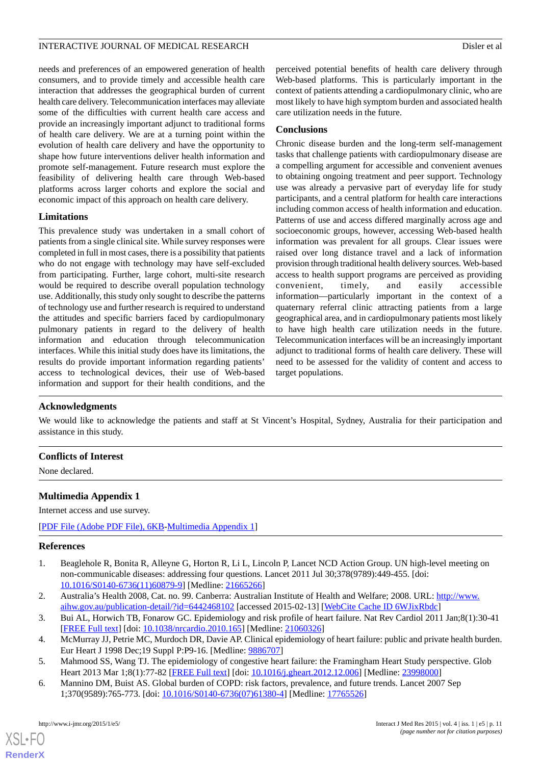needs and preferences of an empowered generation of health consumers, and to provide timely and accessible health care interaction that addresses the geographical burden of current health care delivery. Telecommunication interfaces may alleviate some of the difficulties with current health care access and provide an increasingly important adjunct to traditional forms of health care delivery. We are at a turning point within the evolution of health care delivery and have the opportunity to shape how future interventions deliver health information and promote self-management. Future research must explore the feasibility of delivering health care through Web-based platforms across larger cohorts and explore the social and economic impact of this approach on health care delivery.

### Limitations

This prevalence study was undertaken in a small cohort of patients from a single clinical site. While survey responses were completed in full in most cases, there is a possibility that patients who do not engage with technology may have self-excluded from participating. Further, large cohort, multi-site research would be required to describe overall population technology use. Additionally, this study only sought to describe the patterns of technology use and further research is required to understand the attitudes and specific barriers faced by cardiopulmonary pulmonary patients in regard to the delivery of health information and education through telecommunication interfaces. While this initial study does have its limitations, the results do provide important information regarding patients' access to technological devices, their use of Web-based information and support for their health conditions, and the perceived potential benefits of health care delivery through Web-based platforms. This is particularly important in the context of patients attending a cardiopulmonary clinic, who are most likely to have high symptom burden and associated health care utilization needs in the future.

### Conclusions

Chronic disease burden and the long-term self-management tasks that challenge patients with cardiopulmonary disease are a compelling argument for accessible and convenient avenues to obtaining ongoing treatment and peer support. Technology use was already a pervasive part of everyday life for study participants, and a central platform for health care interactions including common access of health information and education. Patterns of use and access differed marginally across age and socioeconomic groups, however, accessing Web-based health information was prevalent for all groups. Clear issues were raised over long distance travel and a lack of information provision through traditional health delivery sources. Web-based access to health support programs are perceived as providing convenient, timely, and easily accessible information—particularly important in the context of a quaternary referral clinic attracting patients from a large geographical area, and in cardiopulmonary patients most likely to have high health care utilization needs in the future. Telecommunication interfaces will be an increasingly important adjunct to traditional forms of health care delivery. These will need to be assessed for the validity of content and access to target populations.

## Acknowledgments

We would like to acknowledge the patients and staff at St Vincent's Hospital, Sydney, Australia for their participation and assistance in this study.

## Conflicts of Interest

None declared.

## Multimedia Appendix 1

Internet access and use survey.

[PDF File (Adobe PDF File), 6KB-Multimedia Appendix 1]

## References

1. Beaglehole R, Bonita R, Alleyne G, Horton R, Li L, Lincoln P, Lancet NCD Action Group. UN high-level meeting on non-communicable diseases: addressing four questions. Lancet 2011 Jul 30;378(9789):449-455. [doi: 10.1016/S0140-6736(11)60879-9] [Medline: 21665266]
2. Australia's Health 2008, Cat. no. 99. Canberra: Australian Institute of Health and Welfare; 2008. URL: http://www.aihw.gov.au/publication-detail/?id=6442468102 [accessed 2015-02-13] [WebCite Cache ID 6WJixRbdc]
3. Bui AL, Horwich TB, Fonarow GC. Epidemiology and risk profile of heart failure. Nat Rev Cardiol 2011 Jan;8(1):30-41 [FREE Full text] [doi: 10.1038/nrcardio.2010.165] [Medline: 21060326]
4. McMurray JJ, Petrie MC, Murdoch DR, Davie AP. Clinical epidemiology of heart failure: public and private health burden. Eur Heart J 1998 Dec;19 Suppl P:P9-16. [Medline: 9886707]
5. Mahmood SS, Wang TJ. The epidemiology of congestive heart failure: the Framingham Heart Study perspective. Glob Heart 2013 Mar 1;8(1):77-82 [FREE Full text] [doi: 10.1016/j.gheart.2012.12.006] [Medline: 23998000]
6. Mannino DM, Buist AS. Global burden of COPD: risk factors, prevalence, and future trends. Lancet 2007 Sep 1;370(9589):765-773. [doi: 10.1016/S0140-6736(07)61380-4] [Medline: 17765526]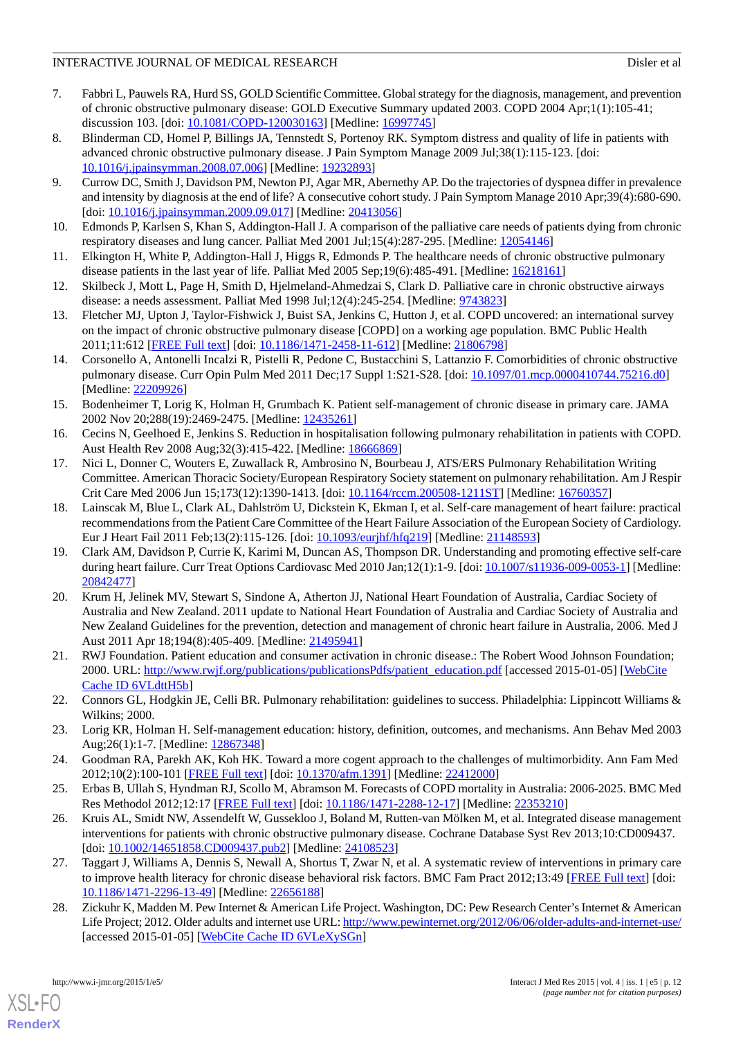7. Fabbri L, Pauwels RA, Hurd SS, GOLD Scientific Committee. Global strategy for the diagnosis, management, and prevention of chronic obstructive pulmonary disease: GOLD Executive Summary updated 2003. COPD 2004 Apr;1(1):105-41; discussion 103. [doi: 10.1081/COPD-120030163] [Medline: 16997745]
8. Blinderman CD, Homel P, Billings JA, Tennstedt S, Portenoy RK. Symptom distress and quality of life in patients with advanced chronic obstructive pulmonary disease. J Pain Symptom Manage 2009 Jul;38(1):115-123. [doi: 10.1016/j.jpainsymman.2008.07.006] [Medline: 19232893]
9. Currow DC, Smith J, Davidson PM, Newton PJ, Agar MR, Abernethy AP. Do the trajectories of dyspnea differ in prevalence and intensity by diagnosis at the end of life? A consecutive cohort study. J Pain Symptom Manage 2010 Apr;39(4):680-690. [doi: 10.1016/j.jpainsymman.2009.09.017] [Medline: 20413056]
10. Edmonds P, Karlsen S, Khan S, Addington-Hall J. A comparison of the palliative care needs of patients dying from chronic respiratory diseases and lung cancer. Palliat Med 2001 Jul;15(4):287-295. [Medline: 12054146]
11. Elkington H, White P, Addington-Hall J, Higgs R, Edmonds P. The healthcare needs of chronic obstructive pulmonary disease patients in the last year of life. Palliat Med 2005 Sep;19(6):485-491. [Medline: 16218161]
12. Skilbeck J, Mott L, Page H, Smith D, Hjelmeland-Ahmedzai S, Clark D. Palliative care in chronic obstructive airways disease: a needs assessment. Palliat Med 1998 Jul;12(4):245-254. [Medline: 9743823]
13. Fletcher MJ, Upton J, Taylor-Fishwick J, Buist SA, Jenkins C, Hutton J, et al. COPD uncovered: an international survey on the impact of chronic obstructive pulmonary disease [COPD] on a working age population. BMC Public Health 2011;11:612 [FREE Full text] [doi: 10.1186/1471-2458-11-612] [Medline: 21806798]
14. Corsonello A, Antonelli Incalzi R, Pistelli R, Pedone C, Bustacchini S, Lattanzio F. Comorbidities of chronic obstructive pulmonary disease. Curr Opin Pulm Med 2011 Dec;17 Suppl 1:S21-S28. [doi: 10.1097/01.mcp.0000410744.75216.d0] [Medline: 22209926]
15. Bodenheimer T, Lorig K, Holman H, Grumbach K. Patient self-management of chronic disease in primary care. JAMA 2002 Nov 20;288(19):2469-2475. [Medline: 12435261]
16. Cecins N, Geelhoed E, Jenkins S. Reduction in hospitalisation following pulmonary rehabilitation in patients with COPD. Aust Health Rev 2008 Aug;32(3):415-422. [Medline: 18666869]
17. Nici L, Donner C, Wouters E, Zuwallack R, Ambrosino N, Bourbeau J, ATS/ERS Pulmonary Rehabilitation Writing Committee. American Thoracic Society/European Respiratory Society statement on pulmonary rehabilitation. Am J Respir Crit Care Med 2006 Jun 15;173(12):1390-1413. [doi: 10.1164/rccm.200508-1211ST] [Medline: 16760357]
18. Lainscak M, Blue L, Clark AL, Dahlström U, Dickstein K, Ekman I, et al. Self-care management of heart failure: practical recommendations from the Patient Care Committee of the Heart Failure Association of the European Society of Cardiology. Eur J Heart Fail 2011 Feb;13(2):115-126. [doi: 10.1093/eurjhf/hfq219] [Medline: 21148593]
19. Clark AM, Davidson P, Currie K, Karimi M, Duncan AS, Thompson DR. Understanding and promoting effective self-care during heart failure. Curr Treat Options Cardiovasc Med 2010 Jan;12(1):1-9. [doi: 10.1007/s11936-009-0053-1] [Medline: 20842477]
20. Krum H, Jelinek MV, Stewart S, Sindone A, Atherton JJ, National Heart Foundation of Australia, Cardiac Society of Australia and New Zealand. 2011 update to National Heart Foundation of Australia and Cardiac Society of Australia and New Zealand Guidelines for the prevention, detection and management of chronic heart failure in Australia, 2006. Med J Aust 2011 Apr 18;194(8):405-409. [Medline: 21495941]
21. RWJ Foundation. Patient education and consumer activation in chronic disease.: The Robert Wood Johnson Foundation; 2000. URL: http://www.rwjf.org/publications/publicationsPdfs/patient_education.pdf [accessed 2015-01-05] [WebCite Cache ID 6VLdttH5b]
22. Connors GL, Hodgkin JE, Celli BR. Pulmonary rehabilitation: guidelines to success. Philadelphia: Lippincott Williams & Wilkins; 2000.
23. Lorig KR, Holman H. Self-management education: history, definition, outcomes, and mechanisms. Ann Behav Med 2003 Aug;26(1):1-7. [Medline: 12867348]
24. Goodman RA, Parekh AK, Koh HK. Toward a more cogent approach to the challenges of multimorbidity. Ann Fam Med 2012;10(2):100-101 [FREE Full text] [doi: 10.1370/afm.1391] [Medline: 22412000]
25. Erbas B, Ullah S, Hyndman RJ, Scollo M, Abramson M. Forecasts of COPD mortality in Australia: 2006-2025. BMC Med Res Methodol 2012;12:17 [FREE Full text] [doi: 10.1186/1471-2288-12-17] [Medline: 22353210]
26. Kruis AL, Smidt NW, Assendelft W, Gussekloo J, Boland M, Rutten-van Mölken M, et al. Integrated disease management interventions for patients with chronic obstructive pulmonary disease. Cochrane Database Syst Rev 2013;10:CD009437. [doi: 10.1002/14651858.CD009437.pub2] [Medline: 24108523]
27. Taggart J, Williams A, Dennis S, Newall A, Shortus T, Zwar N, et al. A systematic review of interventions in primary care to improve health literacy for chronic disease behavioral risk factors. BMC Fam Pract 2012;13:49 [FREE Full text] [doi: 10.1186/1471-2296-13-49] [Medline: 22656188]
28. Zickuhr K, Madden M. Pew Internet & American Life Project. Washington, DC: Pew Research Center's Internet & American Life Project; 2012. Older adults and internet use URL: http://www.pewinternet.org/2012/06/06/older-adults-and-internet-use/ [accessed 2015-01-05] [WebCite Cache ID 6VLeXySGn]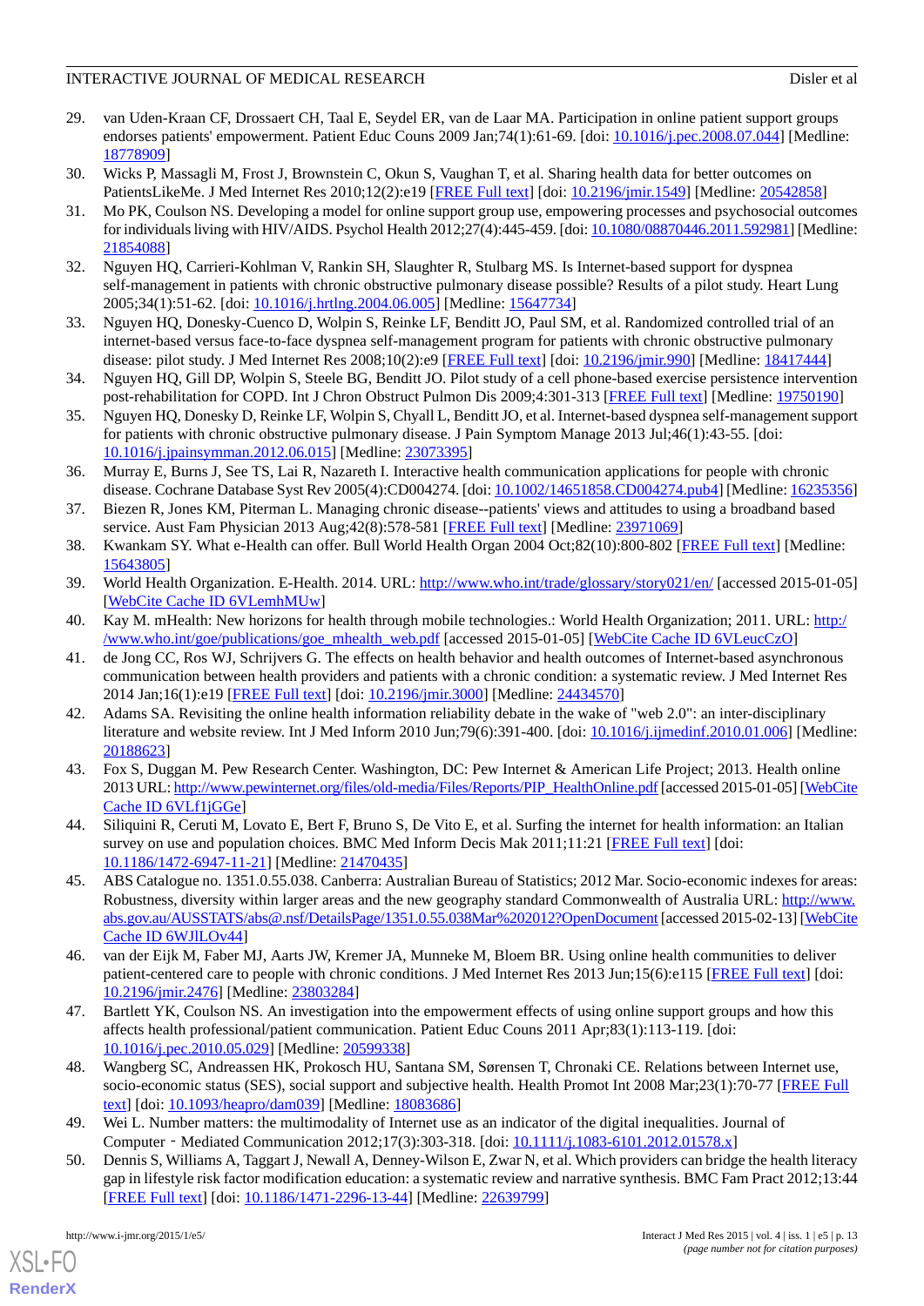29. van Uden-Kraan CF, Drossaert CH, Taal E, Seydel ER, van de Laar MA. Participation in online patient support groups endorses patients' empowerment. Patient Educ Couns 2009 Jan;74(1):61-69. [doi: 10.1016/j.pec.2008.07.044] [Medline: 18778909]
30. Wicks P, Massagli M, Frost J, Brownstein C, Okun S, Vaughan T, et al. Sharing health data for better outcomes on PatientsLikeMe. J Med Internet Res 2010;12(2):e19 [FREE Full text] [doi: 10.2196/jmir.1549] [Medline: 20542858]
31. Mo PK, Coulson NS. Developing a model for online support group use, empowering processes and psychosocial outcomes for individuals living with HIV/AIDS. Psychol Health 2012;27(4):445-459. [doi: 10.1080/08870446.2011.592981] [Medline: 21854088]
32. Nguyen HQ, Carrieri-Kohlman V, Rankin SH, Slaughter R, Stulbarg MS. Is Internet-based support for dyspnea self-management in patients with chronic obstructive pulmonary disease possible? Results of a pilot study. Heart Lung 2005;34(1):51-62. [doi: 10.1016/j.hrtlng.2004.06.005] [Medline: 15647734]
33. Nguyen HQ, Donesky-Cuenco D, Wolpin S, Reinke LF, Benditt JO, Paul SM, et al. Randomized controlled trial of an internet-based versus face-to-face dyspnea self-management program for patients with chronic obstructive pulmonary disease: pilot study. J Med Internet Res 2008;10(2):e9 [FREE Full text] [doi: 10.2196/jmir.990] [Medline: 18417444]
34. Nguyen HQ, Gill DP, Wolpin S, Steele BG, Benditt JO. Pilot study of a cell phone-based exercise persistence intervention post-rehabilitation for COPD. Int J Chron Obstruct Pulmon Dis 2009;4:301-313 [FREE Full text] [Medline: 19750190]
35. Nguyen HQ, Donesky D, Reinke LF, Wolpin S, Chyall L, Benditt JO, et al. Internet-based dyspnea self-management support for patients with chronic obstructive pulmonary disease. J Pain Symptom Manage 2013 Jul;46(1):43-55. [doi: 10.1016/j.jpainsymman.2012.06.015] [Medline: 23073395]
36. Murray E, Burns J, See TS, Lai R, Nazareth I. Interactive health communication applications for people with chronic disease. Cochrane Database Syst Rev 2005(4):CD004274. [doi: 10.1002/14651858.CD004274.pub4] [Medline: 16235356]
37. Biezen R, Jones KM, Piterman L. Managing chronic disease--patients' views and attitudes to using a broadband based service. Aust Fam Physician 2013 Aug;42(8):578-581 [FREE Full text] [Medline: 23971069]
38. Kwankam SY. What e-Health can offer. Bull World Health Organ 2004 Oct;82(10):800-802 [FREE Full text] [Medline: 15643805]
39. World Health Organization. E-Health. 2014. URL: http://www.who.int/trade/glossary/story021/en/ [accessed 2015-01-05] [WebCite Cache ID 6VLemhMUw]
40. Kay M. mHealth: New horizons for health through mobile technologies.: World Health Organization; 2011. URL: http://www.who.int/goe/publications/goe_mhealth_web.pdf [accessed 2015-01-05] [WebCite Cache ID 6VLeucCzO]
41. de Jong CC, Ros WJ, Schrijvers G. The effects on health behavior and health outcomes of Internet-based asynchronous communication between health providers and patients with a chronic condition: a systematic review. J Med Internet Res 2014 Jan;16(1):e19 [FREE Full text] [doi: 10.2196/jmir.3000] [Medline: 24434570]
42. Adams SA. Revisiting the online health information reliability debate in the wake of "web 2.0": an inter-disciplinary literature and website review. Int J Med Inform 2010 Jun;79(6):391-400. [doi: 10.1016/j.ijmedinf.2010.01.006] [Medline: 20188623]
43. Fox S, Duggan M. Pew Research Center. Washington, DC: Pew Internet & American Life Project; 2013. Health online 2013 URL: http://www.pewinternet.org/files/old-media/Files/Reports/PIP_HealthOnline.pdf [accessed 2015-01-05] [WebCite Cache ID 6VLf1jGGe]
44. Siliquini R, Ceruti M, Lovato E, Bert F, Bruno S, De Vito E, et al. Surfing the internet for health information: an Italian survey on use and population choices. BMC Med Inform Decis Mak 2011;11:21 [FREE Full text] [doi: 10.1186/1472-6947-11-21] [Medline: 21470435]
45. ABS Catalogue no. 1351.0.55.038. Canberra: Australian Bureau of Statistics; 2012 Mar. Socio-economic indexes for areas: Robustness, diversity within larger areas and the new geography standard Commonwealth of Australia URL: http://www.abs.gov.au/AUSSTATS/abs@.nsf/DetailsPage/1351.0.55.038Mar%202012?OpenDocument [accessed 2015-02-13] [WebCite Cache ID 6WJlLOv44]
46. van der Eijk M, Faber MJ, Aarts JW, Kremer JA, Munneke M, Bloem BR. Using online health communities to deliver patient-centered care to people with chronic conditions. J Med Internet Res 2013 Jun;15(6):e115 [FREE Full text] [doi: 10.2196/jmir.2476] [Medline: 23803284]
47. Bartlett YK, Coulson NS. An investigation into the empowerment effects of using online support groups and how this affects health professional/patient communication. Patient Educ Couns 2011 Apr;83(1):113-119. [doi: 10.1016/j.pec.2010.05.029] [Medline: 20599338]
48. Wangberg SC, Andreassen HK, Prokosch HU, Santana SM, Sørensen T, Chronaki CE. Relations between Internet use, socio-economic status (SES), social support and subjective health. Health Promot Int 2008 Mar;23(1):70-77 [FREE Full text] [doi: 10.1093/heapro/dam039] [Medline: 18083686]
49. Wei L. Number matters: the multimodality of Internet use as an indicator of the digital inequalities. Journal of Computer‐Mediated Communication 2012;17(3):303-318. [doi: 10.1111/j.1083-6101.2012.01578.x]
50. Dennis S, Williams A, Taggart J, Newall A, Denney-Wilson E, Zwar N, et al. Which providers can bridge the health literacy gap in lifestyle risk factor modification education: a systematic review and narrative synthesis. BMC Fam Pract 2012;13:44 [FREE Full text] [doi: 10.1186/1471-2296-13-44] [Medline: 22639799]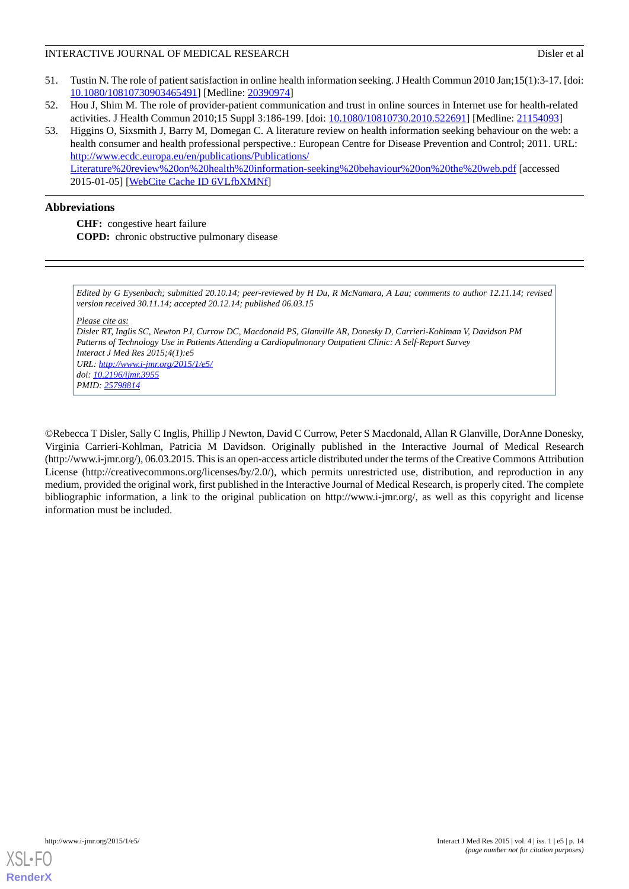51. Tustin N. The role of patient satisfaction in online health information seeking. J Health Commun 2010 Jan;15(1):3-17. [doi: 10.1080/10810730903465491] [Medline: 20390974]
52. Hou J, Shim M. The role of provider-patient communication and trust in online sources in Internet use for health-related activities. J Health Commun 2010;15 Suppl 3:186-199. [doi: 10.1080/10810730.2010.522691] [Medline: 21154093]
53. Higgins O, Sixsmith J, Barry M, Domegan C. A literature review on health information seeking behaviour on the web: a health consumer and health professional perspective.: European Centre for Disease Prevention and Control; 2011. URL: http://www.ecdc.europa.eu/en/publications/Publications/Literature%20review%20on%20health%20information-seeking%20behaviour%20on%20the%20web.pdf [accessed 2015-01-05] [WebCite Cache ID 6VLfbXMNf]

## Abbreviations

**CHF:** congestive heart failure
**COPD:** chronic obstructive pulmonary disease

---

*Edited by G Eysenbach; submitted 20.10.14; peer-reviewed by H Du, R McNamara, A Lau; comments to author 12.11.14; revised version received 30.11.14; accepted 20.12.14; published 06.03.15*

*Please cite as:*
*Disler RT, Inglis SC, Newton PJ, Currow DC, Macdonald PS, Glanville AR, Donesky D, Carrieri-Kohlman V, Davidson PM*
*Patterns of Technology Use in Patients Attending a Cardiopulmonary Outpatient Clinic: A Self-Report Survey*
*Interact J Med Res 2015;4(1):e5*
*URL: http://www.i-jmr.org/2015/1/e5/*
*doi: 10.2196/ijmr.3955*
*PMID: 25798814*

©Rebecca T Disler, Sally C Inglis, Phillip J Newton, David C Currow, Peter S Macdonald, Allan R Glanville, DorAnne Donesky, Virginia Carrieri-Kohlman, Patricia M Davidson. Originally published in the Interactive Journal of Medical Research (http://www.i-jmr.org/), 06.03.2015. This is an open-access article distributed under the terms of the Creative Commons Attribution License (http://creativecommons.org/licenses/by/2.0/), which permits unrestricted use, distribution, and reproduction in any medium, provided the original work, first published in the Interactive Journal of Medical Research, is properly cited. The complete bibliographic information, a link to the original publication on http://www.i-jmr.org/, as well as this copyright and license information must be included.